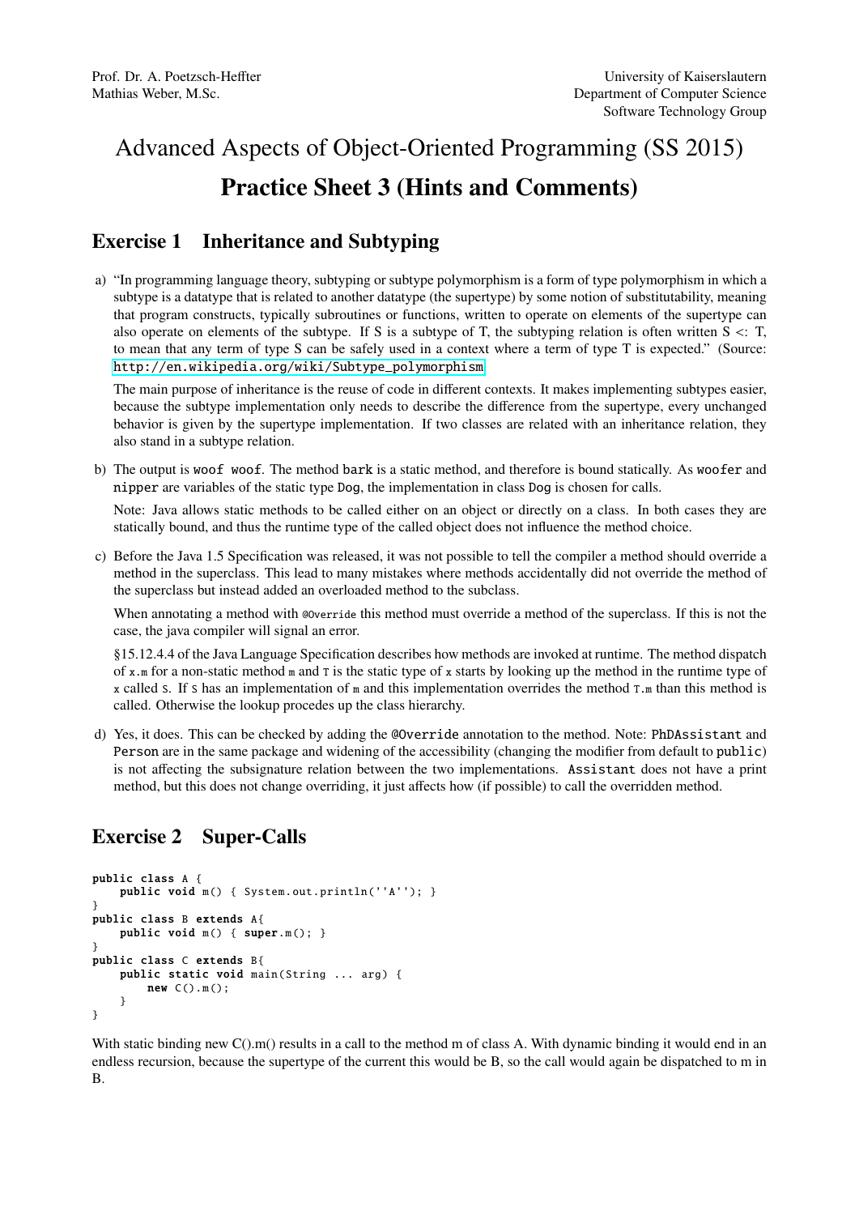Prof. Dr. A. Poetzsch-Heffter
Mathias Weber, M.Sc.

University of Kaiserslautern
Department of Computer Science
Software Technology Group

# Advanced Aspects of Object-Oriented Programming (SS 2015)

# Practice Sheet 3 (Hints and Comments)

## Exercise 1 Inheritance and Subtyping

a) "In programming language theory, subtyping or subtype polymorphism is a form of type polymorphism in which a subtype is a datatype that is related to another datatype (the supertype) by some notion of substitutability, meaning that program constructs, typically subroutines or functions, written to operate on elements of the supertype can also operate on elements of the subtype. If S is a subtype of T, the subtyping relation is often written S <: T, to mean that any term of type S can be safely used in a context where a term of type T is expected." (Source: http://en.wikipedia.org/wiki/Subtype_polymorphism)

   The main purpose of inheritance is the reuse of code in different contexts. It makes implementing subtypes easier, because the subtype implementation only needs to describe the difference from the supertype, every unchanged behavior is given by the supertype implementation. If two classes are related with an inheritance relation, they also stand in a subtype relation.

b) The output is `woof woof`. The method `bark` is a static method, and therefore is bound statically. As `woofer` and `nipper` are variables of the static type `Dog`, the implementation in class `Dog` is chosen for calls.

   Note: Java allows static methods to be called either on an object or directly on a class. In both cases they are statically bound, and thus the runtime type of the called object does not influence the method choice.

c) Before the Java 1.5 Specification was released, it was not possible to tell the compiler a method should override a method in the superclass. This lead to many mistakes where methods accidentally did not override the method of the superclass but instead added an overloaded method to the subclass.

   When annotating a method with `@Override` this method must override a method of the superclass. If this is not the case, the java compiler will signal an error.

   §15.12.4.4 of the Java Language Specification describes how methods are invoked at runtime. The method dispatch of `x.m` for a non-static method `m` and `T` is the static type of `x` starts by looking up the method in the runtime type of `x` called `S`. If `S` has an implementation of `m` and this implementation overrides the method `T.m` than this method is called. Otherwise the lookup procedes up the class hierarchy.

d) Yes, it does. This can be checked by adding the `@Override` annotation to the method. Note: `PhDAssistant` and `Person` are in the same package and widening of the accessibility (changing the modifier from default to `public`) is not affecting the subsignature relation between the two implementations. `Assistant` does not have a print method, but this does not change overriding, it just affects how (if possible) to call the overridden method.

## Exercise 2 Super-Calls

```
public class A {
    public void m() { System.out.println(''A''); }
}
public class B extends A{
    public void m() { super.m(); }
}
public class C extends B{
    public static void main(String ... arg) {
        new C().m();
    }
}
```

With static binding new C().m() results in a call to the method m of class A. With dynamic binding it would end in an endless recursion, because the supertype of the current this would be B, so the call would again be dispatched to m in B.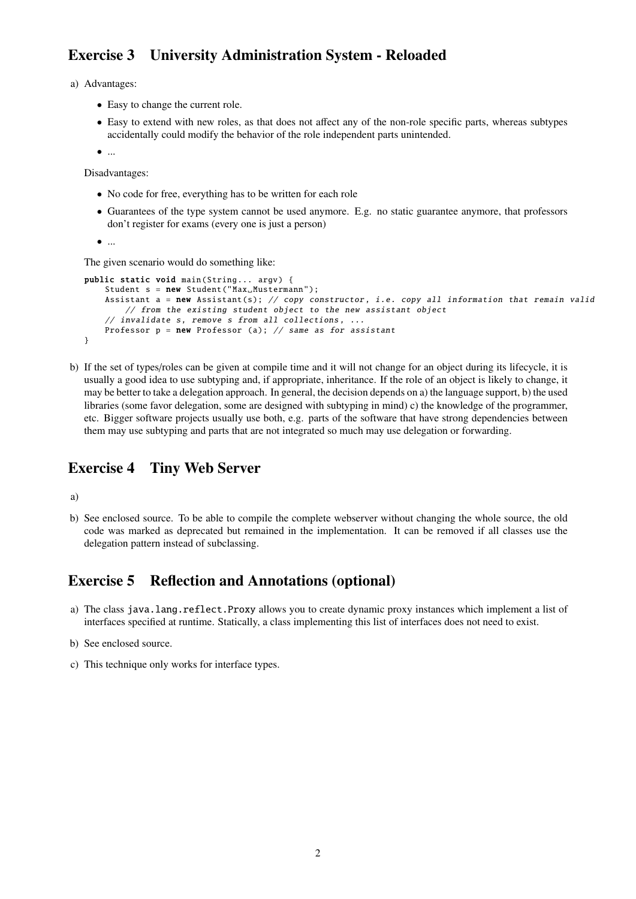## Exercise 3 University Administration System - Reloaded

a) Advantages:

- Easy to change the current role.
- Easy to extend with new roles, as that does not affect any of the non-role specific parts, whereas subtypes accidentally could modify the behavior of the role independent parts unintended.
- ...

Disadvantages:

- No code for free, everything has to be written for each role
- Guarantees of the type system cannot be used anymore. E.g. no static guarantee anymore, that professors don't register for exams (every one is just a person)
- ...

The given scenario would do something like:

```
public static void main(String... argv) {
    Student s = new Student("Max Mustermann");
    Assistant a = new Assistant(s); // copy constructor, i.e. copy all information that remain valid
        // from the existing student object to the new assistant object
    // invalidate s, remove s from all collections, ...
    Professor p = new Professor (a); // same as for assistant
}
```

b) If the set of types/roles can be given at compile time and it will not change for an object during its lifecycle, it is usually a good idea to use subtyping and, if appropriate, inheritance. If the role of an object is likely to change, it may be better to take a delegation approach. In general, the decision depends on a) the language support, b) the used libraries (some favor delegation, some are designed with subtyping in mind) c) the knowledge of the programmer, etc. Bigger software projects usually use both, e.g. parts of the software that have strong dependencies between them may use subtyping and parts that are not integrated so much may use delegation or forwarding.

## Exercise 4 Tiny Web Server

a)

b) See enclosed source. To be able to compile the complete webserver without changing the whole source, the old code was marked as deprecated but remained in the implementation. It can be removed if all classes use the delegation pattern instead of subclassing.

## Exercise 5 Reflection and Annotations (optional)

a) The class `java.lang.reflect.Proxy` allows you to create dynamic proxy instances which implement a list of interfaces specified at runtime. Statically, a class implementing this list of interfaces does not need to exist.

b) See enclosed source.

c) This technique only works for interface types.